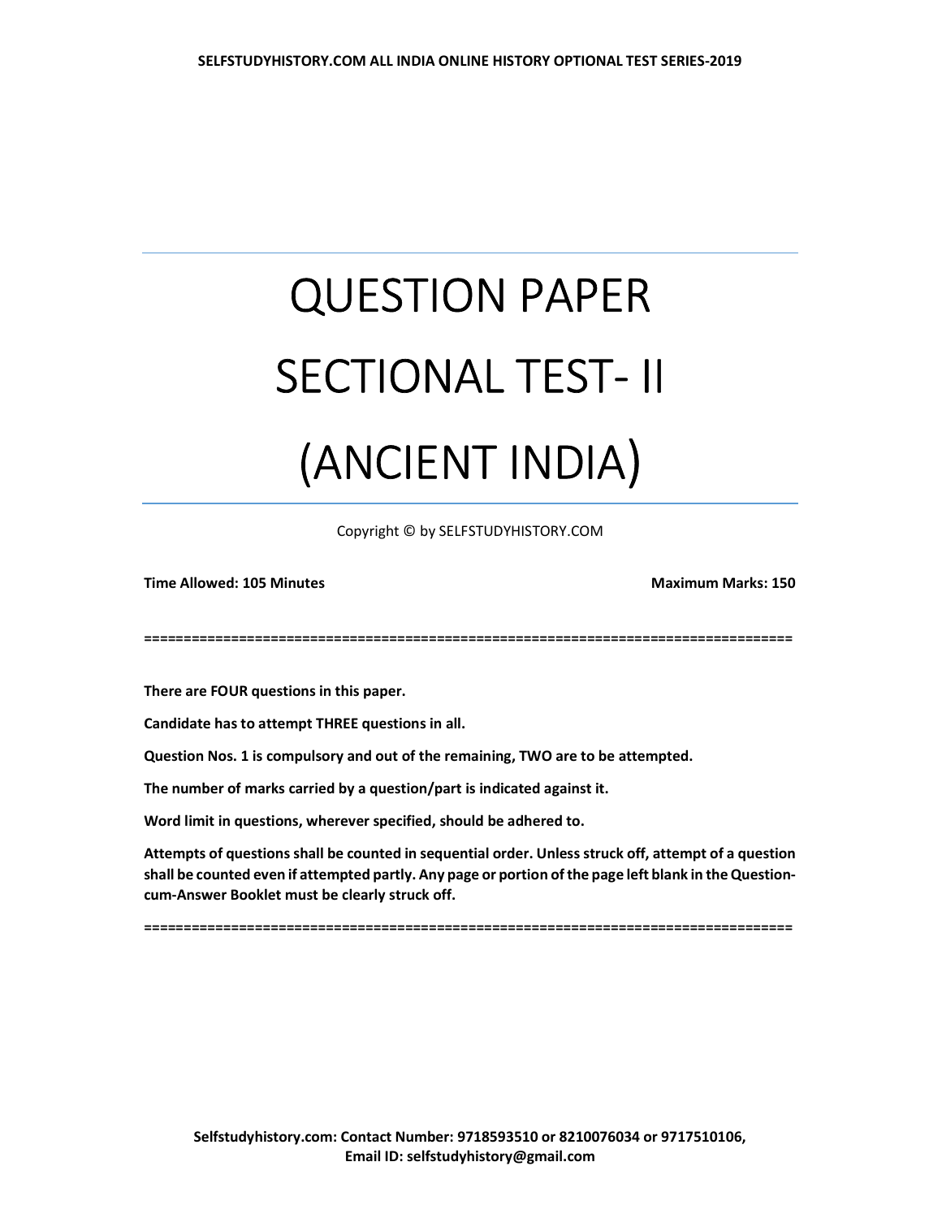# QUESTION PAPER SECTIONAL TEST- II (ANCIENT INDIA)

Copyright © by SELFSTUDYHISTORY.COM

**Time Allowed: 105 Minutes** **Maximum Marks: 150**

**There are FOUR questions in this paper.**

**Candidate has to attempt THREE questions in all.**

**Question Nos. 1 is compulsory and out of the remaining, TWO are to be attempted.**

**The number of marks carried by a question/part is indicated against it.**

**Word limit in questions, wherever specified, should be adhered to.**

**Attempts of questions shall be counted in sequential order. Unless struck off, attempt of a question shall be counted even if attempted partly. Any page or portion of the page left blank in the Question-cum-Answer Booklet must be clearly struck off.**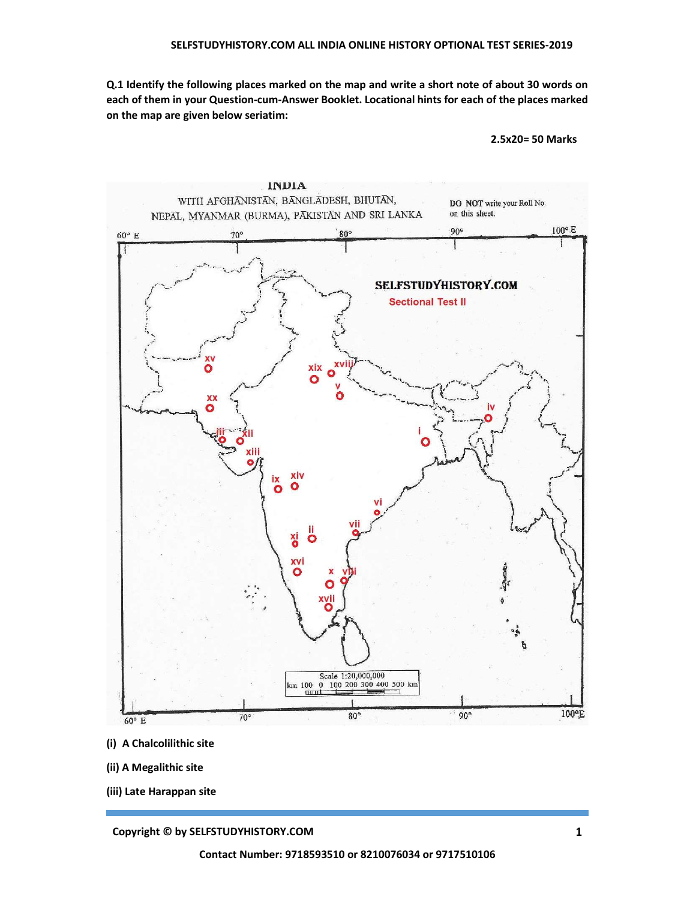**Q.1 Identify the following places marked on the map and write a short note of about 30 words on each of them in your Question-cum-Answer Booklet. Locational hints for each of the places marked on the map are given below seriatim:**

**2.5x20= 50 Marks**

INDIA

WITH AFGHANISTAN, BANGLADESH, BHUTAN, NEPAL, MYANMAR (BURMA), PAKISTAN AND SRI LANKA

DO NOT write your Roll No. on this sheet.

SELFSTUDYHISTORY.COM

Sectional Test II

Scale 1:20,000,000

**(i) A Chalcolilithic site**

**(ii) A Megalithic site**

**(iii) Late Harappan site**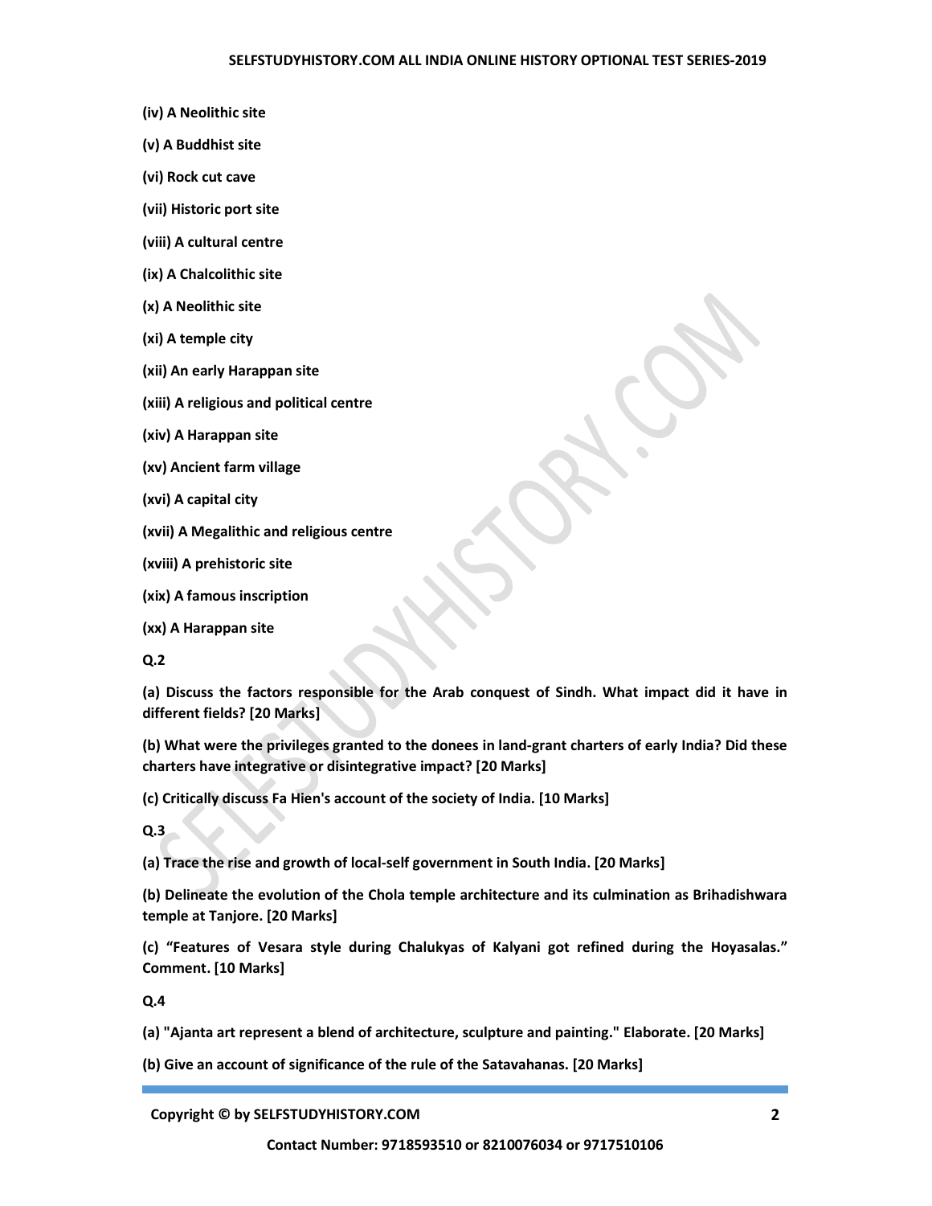**(iv) A Neolithic site**

**(v) A Buddhist site**

**(vi) Rock cut cave**

**(vii) Historic port site**

**(viii) A cultural centre**

**(ix) A Chalcolithic site**

**(x) A Neolithic site**

**(xi) A temple city**

**(xii) An early Harappan site**

**(xiii) A religious and political centre**

**(xiv) A Harappan site**

**(xv) Ancient farm village**

**(xvi) A capital city**

**(xvii) A Megalithic and religious centre**

**(xviii) A prehistoric site**

**(xix) A famous inscription**

**(xx) A Harappan site**

**Q.2**

**(a) Discuss the factors responsible for the Arab conquest of Sindh. What impact did it have in different fields? [20 Marks]**

**(b) What were the privileges granted to the donees in land-grant charters of early India? Did these charters have integrative or disintegrative impact? [20 Marks]**

**(c) Critically discuss Fa Hien's account of the society of India. [10 Marks]**

**Q.3**

**(a) Trace the rise and growth of local-self government in South India. [20 Marks]**

**(b) Delineate the evolution of the Chola temple architecture and its culmination as Brihadishwara temple at Tanjore. [20 Marks]**

**(c) "Features of Vesara style during Chalukyas of Kalyani got refined during the Hoyasalas." Comment. [10 Marks]**

**Q.4**

**(a) "Ajanta art represent a blend of architecture, sculpture and painting." Elaborate. [20 Marks]**

**(b) Give an account of significance of the rule of the Satavahanas. [20 Marks]**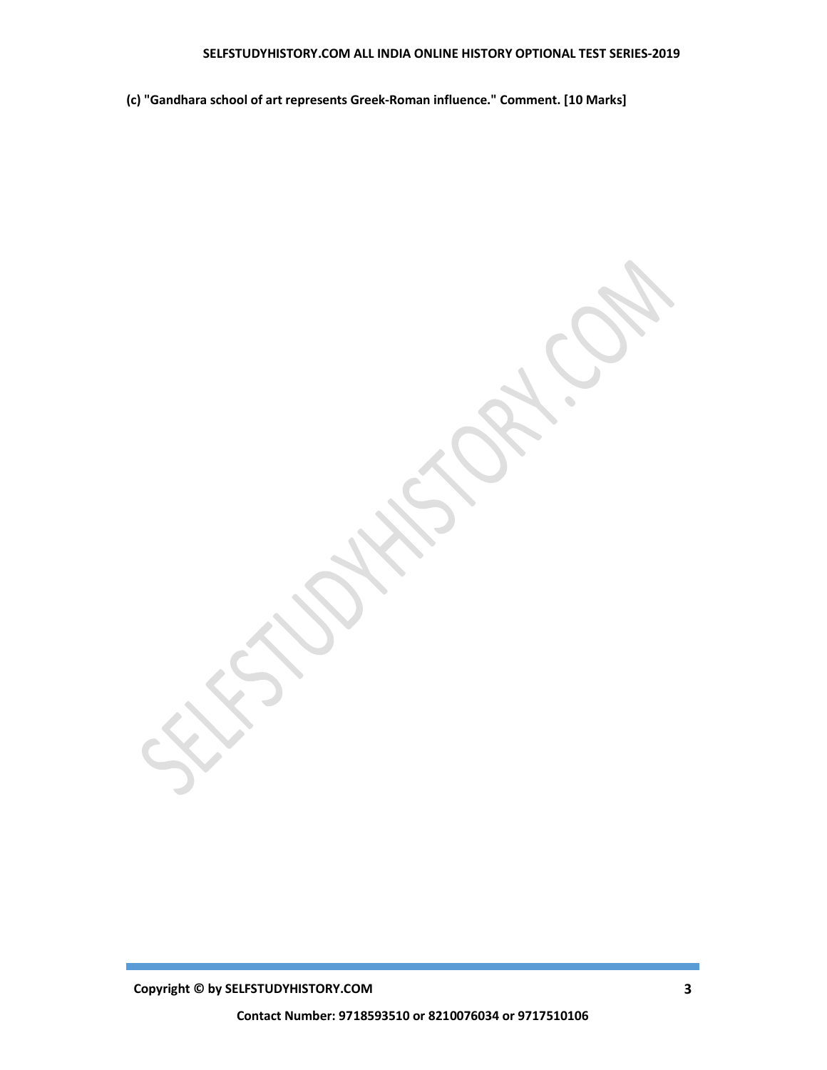**(c) "Gandhara school of art represents Greek-Roman influence." Comment. [10 Marks]**